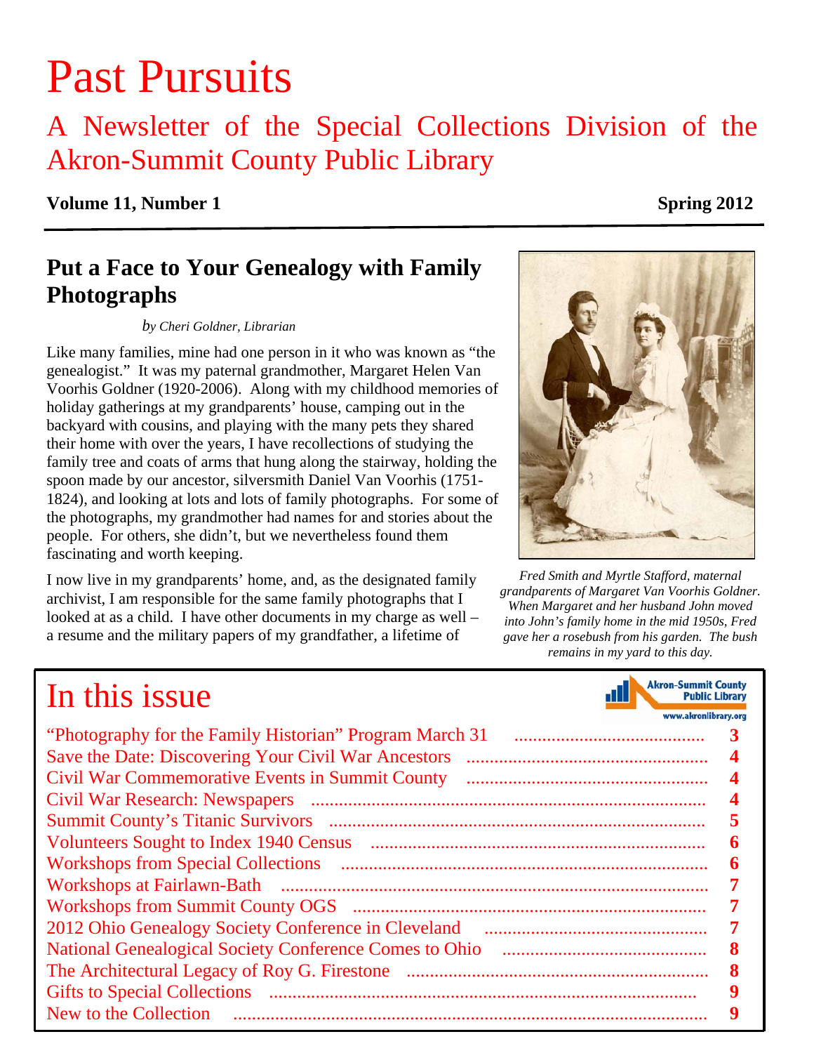# Past Pursuits

## A Newsletter of the Special Collections Division of the Akron-Summit County Public Library

**Volume 11, Number 1** **Spring 2012**

## Put a Face to Your Genealogy with Family Photographs

*by Cheri Goldner, Librarian*

Like many families, mine had one person in it who was known as "the genealogist." It was my paternal grandmother, Margaret Helen Van Voorhis Goldner (1920-2006). Along with my childhood memories of holiday gatherings at my grandparents' house, camping out in the backyard with cousins, and playing with the many pets they shared their home with over the years, I have recollections of studying the family tree and coats of arms that hung along the stairway, holding the spoon made by our ancestor, silversmith Daniel Van Voorhis (1751-1824), and looking at lots and lots of family photographs. For some of the photographs, my grandmother had names for and stories about the people. For others, she didn't, but we nevertheless found them fascinating and worth keeping.

I now live in my grandparents' home, and, as the designated family archivist, I am responsible for the same family photographs that I looked at as a child. I have other documents in my charge as well – a resume and the military papers of my grandfather, a lifetime of

*Fred Smith and Myrtle Stafford, maternal grandparents of Margaret Van Voorhis Goldner. When Margaret and her husband John moved into John's family home in the mid 1950s, Fred gave her a rosebush from his garden. The bush remains in my yard to this day.*

## In this issue

Akron-Summit County Public Library
www.akronlibrary.org

| | |
|---|---|
| "Photography for the Family Historian" Program March 31 | 3 |
| Save the Date: Discovering Your Civil War Ancestors | 4 |
| Civil War Commemorative Events in Summit County | 4 |
| Civil War Research: Newspapers | 4 |
| Summit County's Titanic Survivors | 5 |
| Volunteers Sought to Index 1940 Census | 6 |
| Workshops from Special Collections | 6 |
| Workshops at Fairlawn-Bath | 7 |
| Workshops from Summit County OGS | 7 |
| 2012 Ohio Genealogy Society Conference in Cleveland | 7 |
| National Genealogical Society Conference Comes to Ohio | 8 |
| The Architectural Legacy of Roy G. Firestone | 8 |
| Gifts to Special Collections | 9 |
| New to the Collection | 9 |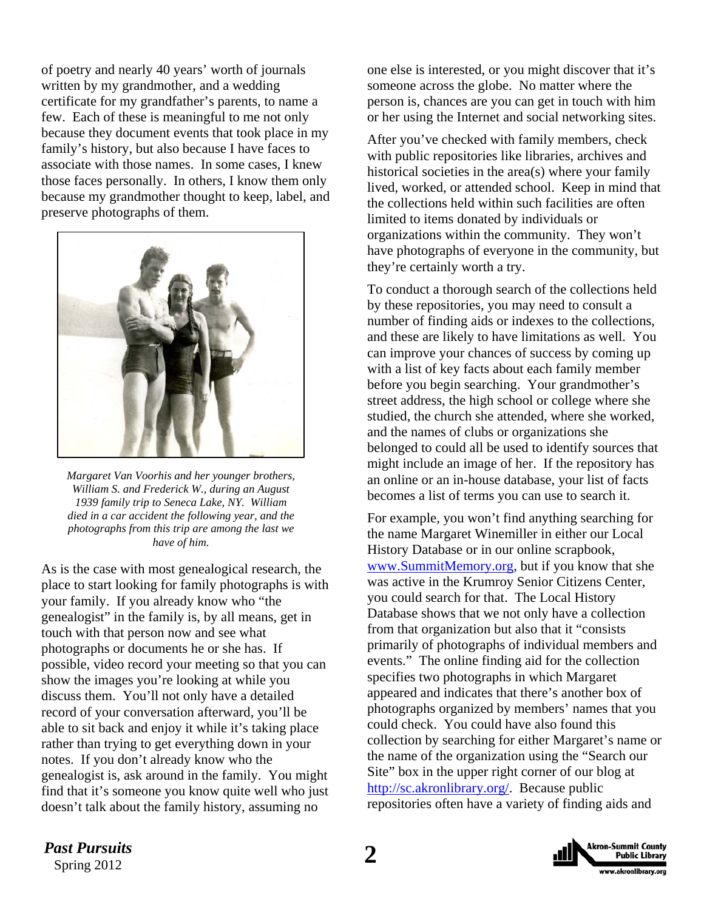of poetry and nearly 40 years' worth of journals written by my grandmother, and a wedding certificate for my grandfather's parents, to name a few. Each of these is meaningful to me not only because they document events that took place in my family's history, but also because I have faces to associate with those names. In some cases, I knew those faces personally. In others, I know them only because my grandmother thought to keep, label, and preserve photographs of them.

*Margaret Van Voorhis and her younger brothers, William S. and Frederick W., during an August 1939 family trip to Seneca Lake, NY. William died in a car accident the following year, and the photographs from this trip are among the last we have of him.*

As is the case with most genealogical research, the place to start looking for family photographs is with your family. If you already know who "the genealogist" in the family is, by all means, get in touch with that person now and see what photographs or documents he or she has. If possible, video record your meeting so that you can show the images you're looking at while you discuss them. You'll not only have a detailed record of your conversation afterward, you'll be able to sit back and enjoy it while it's taking place rather than trying to get everything down in your notes. If you don't already know who the genealogist is, ask around in the family. You might find that it's someone you know quite well who just doesn't talk about the family history, assuming no one else is interested, or you might discover that it's someone across the globe. No matter where the person is, chances are you can get in touch with him or her using the Internet and social networking sites.

After you've checked with family members, check with public repositories like libraries, archives and historical societies in the area(s) where your family lived, worked, or attended school. Keep in mind that the collections held within such facilities are often limited to items donated by individuals or organizations within the community. They won't have photographs of everyone in the community, but they're certainly worth a try.

To conduct a thorough search of the collections held by these repositories, you may need to consult a number of finding aids or indexes to the collections, and these are likely to have limitations as well. You can improve your chances of success by coming up with a list of key facts about each family member before you begin searching. Your grandmother's street address, the high school or college where she studied, the church she attended, where she worked, and the names of clubs or organizations she belonged to could all be used to identify sources that might include an image of her. If the repository has an online or an in-house database, your list of facts becomes a list of terms you can use to search it.

For example, you won't find anything searching for the name Margaret Winemiller in either our Local History Database or in our online scrapbook, [www.SummitMemory.org](http://www.SummitMemory.org), but if you know that she was active in the Krumroy Senior Citizens Center, you could search for that. The Local History Database shows that we not only have a collection from that organization but also that it "consists primarily of photographs of individual members and events." The online finding aid for the collection specifies two photographs in which Margaret appeared and indicates that there's another box of photographs organized by members' names that you could check. You could have also found this collection by searching for either Margaret's name or the name of the organization using the "Search our Site" box in the upper right corner of our blog at [http://sc.akronlibrary.org/](http://sc.akronlibrary.org/). Because public repositories often have a variety of finding aids and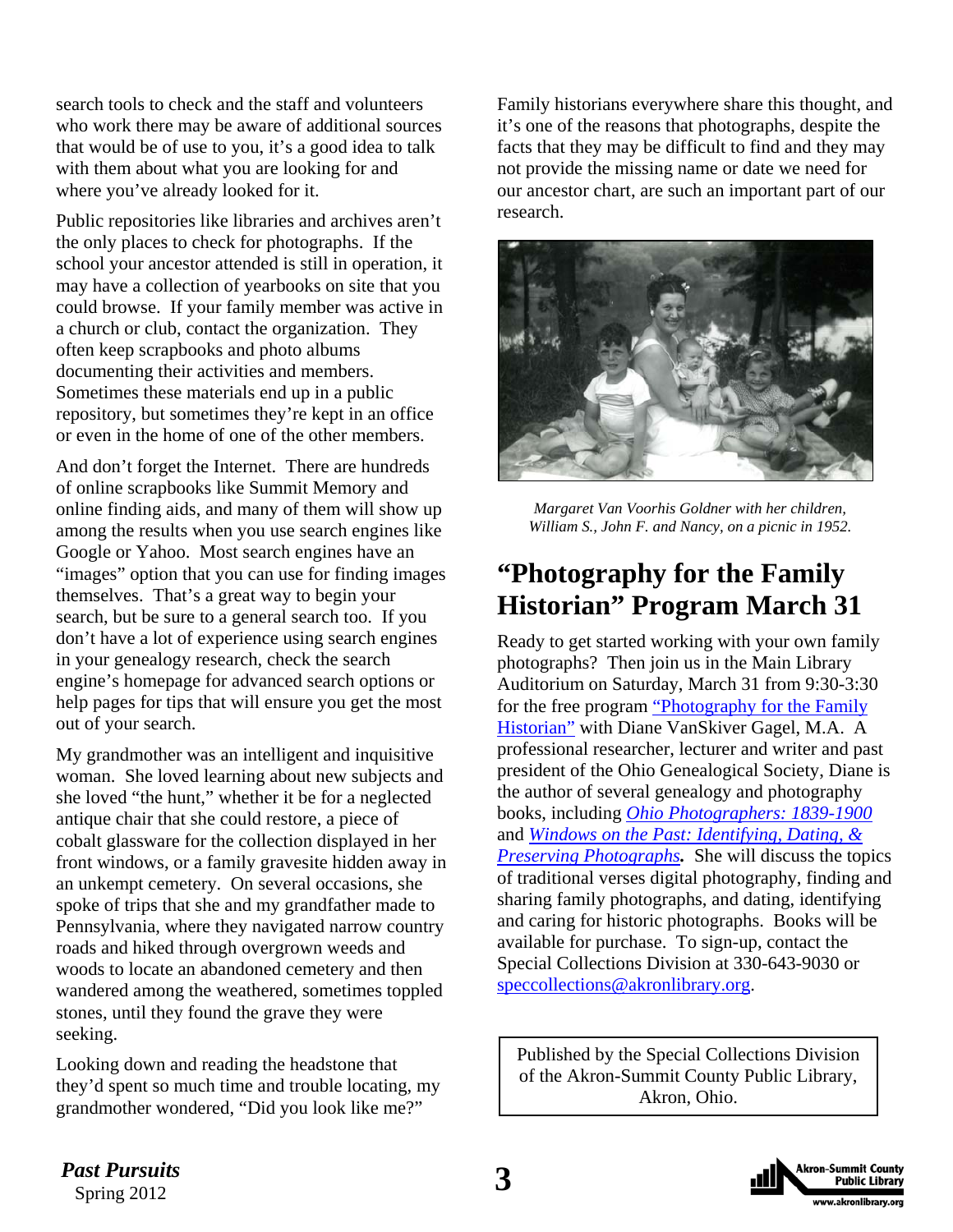search tools to check and the staff and volunteers who work there may be aware of additional sources that would be of use to you, it's a good idea to talk with them about what you are looking for and where you've already looked for it.

Public repositories like libraries and archives aren't the only places to check for photographs. If the school your ancestor attended is still in operation, it may have a collection of yearbooks on site that you could browse. If your family member was active in a church or club, contact the organization. They often keep scrapbooks and photo albums documenting their activities and members. Sometimes these materials end up in a public repository, but sometimes they're kept in an office or even in the home of one of the other members.

And don't forget the Internet. There are hundreds of online scrapbooks like Summit Memory and online finding aids, and many of them will show up among the results when you use search engines like Google or Yahoo. Most search engines have an "images" option that you can use for finding images themselves. That's a great way to begin your search, but be sure to a general search too. If you don't have a lot of experience using search engines in your genealogy research, check the search engine's homepage for advanced search options or help pages for tips that will ensure you get the most out of your search.

My grandmother was an intelligent and inquisitive woman. She loved learning about new subjects and she loved "the hunt," whether it be for a neglected antique chair that she could restore, a piece of cobalt glassware for the collection displayed in her front windows, or a family gravesite hidden away in an unkempt cemetery. On several occasions, she spoke of trips that she and my grandfather made to Pennsylvania, where they navigated narrow country roads and hiked through overgrown weeds and woods to locate an abandoned cemetery and then wandered among the weathered, sometimes toppled stones, until they found the grave they were seeking.

Looking down and reading the headstone that they'd spent so much time and trouble locating, my grandmother wondered, "Did you look like me?"

Family historians everywhere share this thought, and it's one of the reasons that photographs, despite the facts that they may be difficult to find and they may not provide the missing name or date we need for our ancestor chart, are such an important part of our research.

*Margaret Van Voorhis Goldner with her children, William S., John F. and Nancy, on a picnic in 1952.*

## "Photography for the Family Historian" Program March 31

Ready to get started working with your own family photographs? Then join us in the Main Library Auditorium on Saturday, March 31 from 9:30-3:30 for the free program "Photography for the Family Historian" with Diane VanSkiver Gagel, M.A. A professional researcher, lecturer and writer and past president of the Ohio Genealogical Society, Diane is the author of several genealogy and photography books, including *Ohio Photographers: 1839-1900* and *Windows on the Past: Identifying, Dating, & Preserving Photographs*. She will discuss the topics of traditional verses digital photography, finding and sharing family photographs, and dating, identifying and caring for historic photographs. Books will be available for purchase. To sign-up, contact the Special Collections Division at 330-643-9030 or speccollections@akronlibrary.org.

Published by the Special Collections Division of the Akron-Summit County Public Library, Akron, Ohio.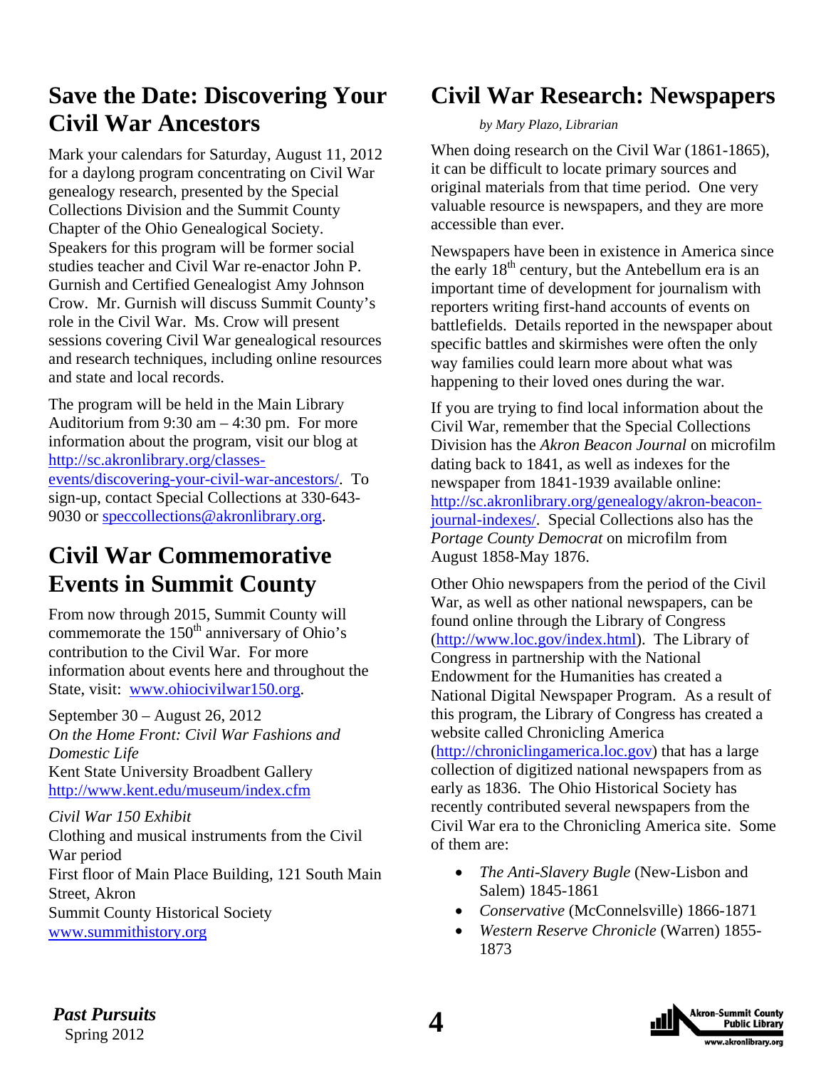## Save the Date: Discovering Your Civil War Ancestors

Mark your calendars for Saturday, August 11, 2012 for a daylong program concentrating on Civil War genealogy research, presented by the Special Collections Division and the Summit County Chapter of the Ohio Genealogical Society. Speakers for this program will be former social studies teacher and Civil War re-enactor John P. Gurnish and Certified Genealogist Amy Johnson Crow. Mr. Gurnish will discuss Summit County's role in the Civil War. Ms. Crow will present sessions covering Civil War genealogical resources and research techniques, including online resources and state and local records.

The program will be held in the Main Library Auditorium from 9:30 am – 4:30 pm. For more information about the program, visit our blog at http://sc.akronlibrary.org/classes-events/discovering-your-civil-war-ancestors/. To sign-up, contact Special Collections at 330-643-9030 or speccollections@akronlibrary.org.

## Civil War Commemorative Events in Summit County

From now through 2015, Summit County will commemorate the 150th anniversary of Ohio's contribution to the Civil War. For more information about events here and throughout the State, visit: www.ohiocivilwar150.org.

September 30 – August 26, 2012
*On the Home Front: Civil War Fashions and Domestic Life*
Kent State University Broadbent Gallery
http://www.kent.edu/museum/index.cfm

*Civil War 150 Exhibit*
Clothing and musical instruments from the Civil War period
First floor of Main Place Building, 121 South Main Street, Akron
Summit County Historical Society
www.summithistory.org

## Civil War Research: Newspapers

*by Mary Plazo, Librarian*

When doing research on the Civil War (1861-1865), it can be difficult to locate primary sources and original materials from that time period. One very valuable resource is newspapers, and they are more accessible than ever.

Newspapers have been in existence in America since the early 18th century, but the Antebellum era is an important time of development for journalism with reporters writing first-hand accounts of events on battlefields. Details reported in the newspaper about specific battles and skirmishes were often the only way families could learn more about what was happening to their loved ones during the war.

If you are trying to find local information about the Civil War, remember that the Special Collections Division has the *Akron Beacon Journal* on microfilm dating back to 1841, as well as indexes for the newspaper from 1841-1939 available online: http://sc.akronlibrary.org/genealogy/akron-beacon-journal-indexes/. Special Collections also has the *Portage County Democrat* on microfilm from August 1858-May 1876.

Other Ohio newspapers from the period of the Civil War, as well as other national newspapers, can be found online through the Library of Congress (http://www.loc.gov/index.html). The Library of Congress in partnership with the National Endowment for the Humanities has created a National Digital Newspaper Program. As a result of this program, the Library of Congress has created a website called Chronicling America (http://chroniclingamerica.loc.gov) that has a large collection of digitized national newspapers from as early as 1836. The Ohio Historical Society has recently contributed several newspapers from the Civil War era to the Chronicling America site. Some of them are:

- *The Anti-Slavery Bugle* (New-Lisbon and Salem) 1845-1861
- *Conservative* (McConnelsville) 1866-1871
- *Western Reserve Chronicle* (Warren) 1855-1873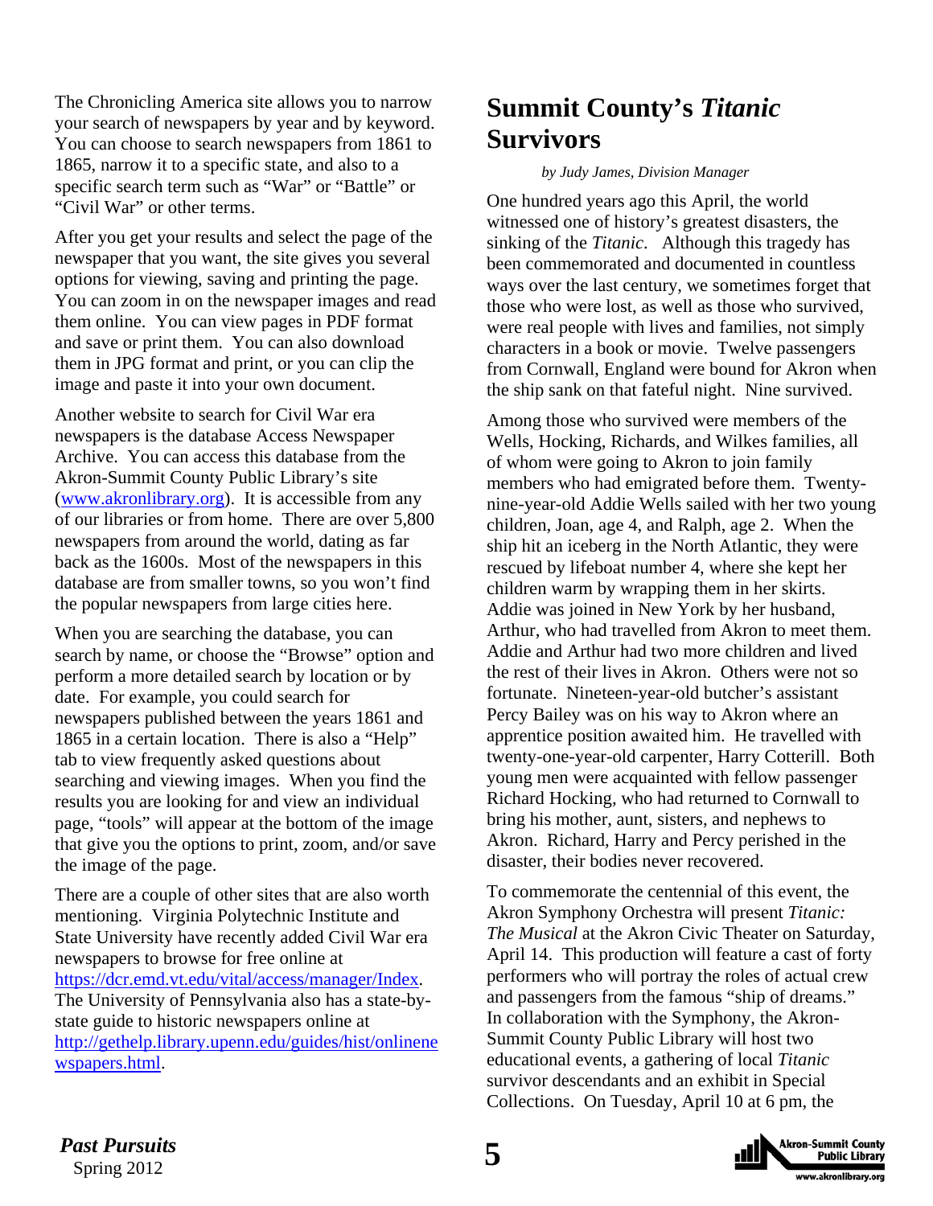The Chronicling America site allows you to narrow your search of newspapers by year and by keyword. You can choose to search newspapers from 1861 to 1865, narrow it to a specific state, and also to a specific search term such as "War" or "Battle" or "Civil War" or other terms.

After you get your results and select the page of the newspaper that you want, the site gives you several options for viewing, saving and printing the page. You can zoom in on the newspaper images and read them online. You can view pages in PDF format and save or print them. You can also download them in JPG format and print, or you can clip the image and paste it into your own document.

Another website to search for Civil War era newspapers is the database Access Newspaper Archive. You can access this database from the Akron-Summit County Public Library's site (www.akronlibrary.org). It is accessible from any of our libraries or from home. There are over 5,800 newspapers from around the world, dating as far back as the 1600s. Most of the newspapers in this database are from smaller towns, so you won't find the popular newspapers from large cities here.

When you are searching the database, you can search by name, or choose the "Browse" option and perform a more detailed search by location or by date. For example, you could search for newspapers published between the years 1861 and 1865 in a certain location. There is also a "Help" tab to view frequently asked questions about searching and viewing images. When you find the results you are looking for and view an individual page, "tools" will appear at the bottom of the image that give you the options to print, zoom, and/or save the image of the page.

There are a couple of other sites that are also worth mentioning. Virginia Polytechnic Institute and State University have recently added Civil War era newspapers to browse for free online at https://dcr.emd.vt.edu/vital/access/manager/Index. The University of Pennsylvania also has a state-by-state guide to historic newspapers online at http://gethelp.library.upenn.edu/guides/hist/onlinenewspapers.html.

# Summit County's *Titanic* Survivors

*by Judy James, Division Manager*

One hundred years ago this April, the world witnessed one of history's greatest disasters, the sinking of the *Titanic*. Although this tragedy has been commemorated and documented in countless ways over the last century, we sometimes forget that those who were lost, as well as those who survived, were real people with lives and families, not simply characters in a book or movie. Twelve passengers from Cornwall, England were bound for Akron when the ship sank on that fateful night. Nine survived.

Among those who survived were members of the Wells, Hocking, Richards, and Wilkes families, all of whom were going to Akron to join family members who had emigrated before them. Twenty-nine-year-old Addie Wells sailed with her two young children, Joan, age 4, and Ralph, age 2. When the ship hit an iceberg in the North Atlantic, they were rescued by lifeboat number 4, where she kept her children warm by wrapping them in her skirts. Addie was joined in New York by her husband, Arthur, who had travelled from Akron to meet them. Addie and Arthur had two more children and lived the rest of their lives in Akron. Others were not so fortunate. Nineteen-year-old butcher's assistant Percy Bailey was on his way to Akron where an apprentice position awaited him. He travelled with twenty-one-year-old carpenter, Harry Cotterill. Both young men were acquainted with fellow passenger Richard Hocking, who had returned to Cornwall to bring his mother, aunt, sisters, and nephews to Akron. Richard, Harry and Percy perished in the disaster, their bodies never recovered.

To commemorate the centennial of this event, the Akron Symphony Orchestra will present *Titanic: The Musical* at the Akron Civic Theater on Saturday, April 14. This production will feature a cast of forty performers who will portray the roles of actual crew and passengers from the famous "ship of dreams." In collaboration with the Symphony, the Akron-Summit County Public Library will host two educational events, a gathering of local *Titanic* survivor descendants and an exhibit in Special Collections. On Tuesday, April 10 at 6 pm, the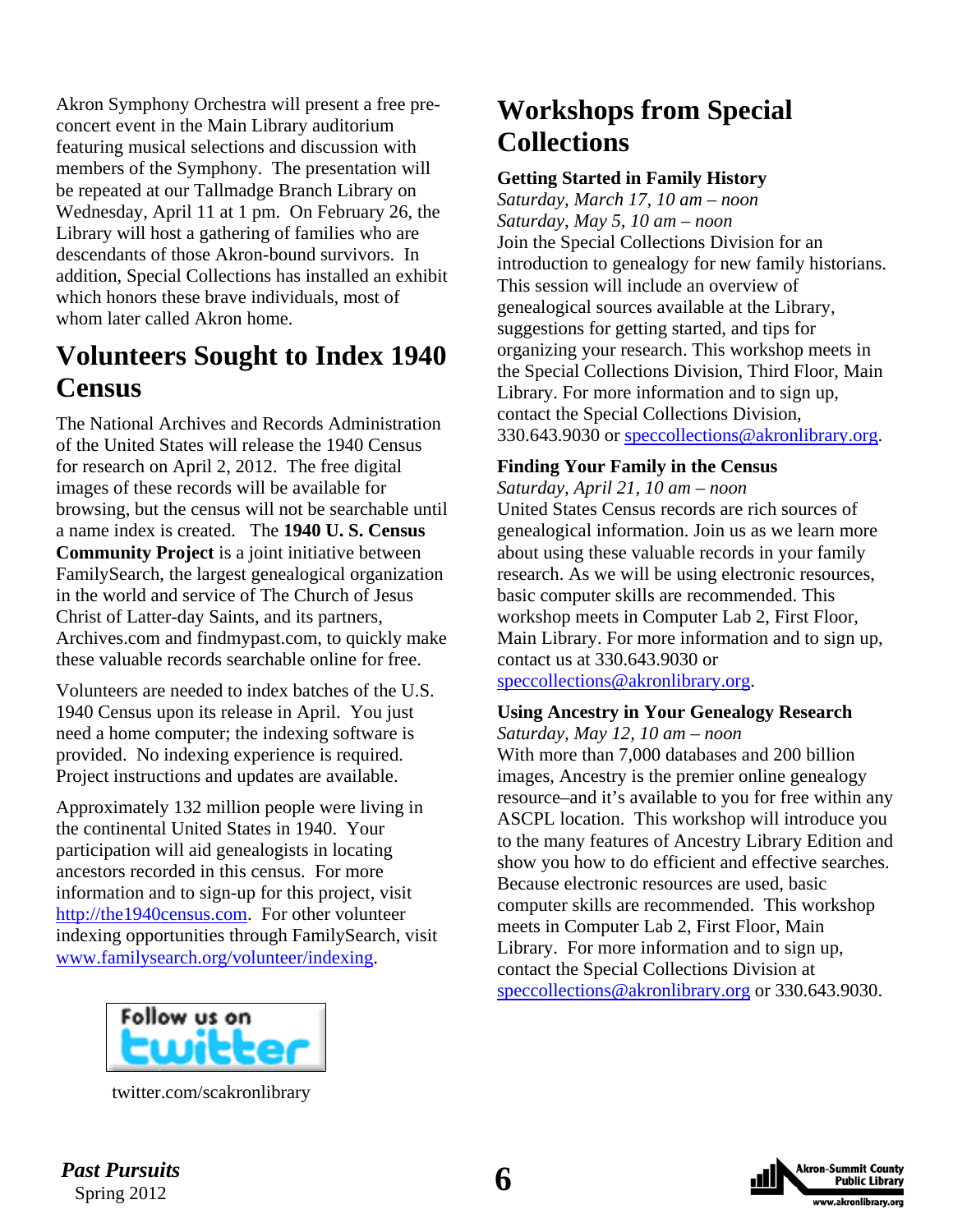Akron Symphony Orchestra will present a free pre-concert event in the Main Library auditorium featuring musical selections and discussion with members of the Symphony. The presentation will be repeated at our Tallmadge Branch Library on Wednesday, April 11 at 1 pm. On February 26, the Library will host a gathering of families who are descendants of those Akron-bound survivors. In addition, Special Collections has installed an exhibit which honors these brave individuals, most of whom later called Akron home.

# Volunteers Sought to Index 1940 Census

The National Archives and Records Administration of the United States will release the 1940 Census for research on April 2, 2012. The free digital images of these records will be available for browsing, but the census will not be searchable until a name index is created. The **1940 U. S. Census Community Project** is a joint initiative between FamilySearch, the largest genealogical organization in the world and service of The Church of Jesus Christ of Latter-day Saints, and its partners, Archives.com and findmypast.com, to quickly make these valuable records searchable online for free.

Volunteers are needed to index batches of the U.S. 1940 Census upon its release in April. You just need a home computer; the indexing software is provided. No indexing experience is required. Project instructions and updates are available.

Approximately 132 million people were living in the continental United States in 1940. Your participation will aid genealogists in locating ancestors recorded in this census. For more information and to sign-up for this project, visit http://the1940census.com. For other volunteer indexing opportunities through FamilySearch, visit www.familysearch.org/volunteer/indexing.

Follow us on twitter

twitter.com/scakronlibrary

# Workshops from Special Collections

**Getting Started in Family History**
*Saturday, March 17, 10 am – noon*
*Saturday, May 5, 10 am – noon*
Join the Special Collections Division for an introduction to genealogy for new family historians. This session will include an overview of genealogical sources available at the Library, suggestions for getting started, and tips for organizing your research. This workshop meets in the Special Collections Division, Third Floor, Main Library. For more information and to sign up, contact the Special Collections Division, 330.643.9030 or speccollections@akronlibrary.org.

**Finding Your Family in the Census**
*Saturday, April 21, 10 am – noon*
United States Census records are rich sources of genealogical information. Join us as we learn more about using these valuable records in your family research. As we will be using electronic resources, basic computer skills are recommended. This workshop meets in Computer Lab 2, First Floor, Main Library. For more information and to sign up, contact us at 330.643.9030 or speccollections@akronlibrary.org.

**Using Ancestry in Your Genealogy Research**
*Saturday, May 12, 10 am – noon*
With more than 7,000 databases and 200 billion images, Ancestry is the premier online genealogy resource–and it's available to you for free within any ASCPL location. This workshop will introduce you to the many features of Ancestry Library Edition and show you how to do efficient and effective searches. Because electronic resources are used, basic computer skills are recommended. This workshop meets in Computer Lab 2, First Floor, Main Library. For more information and to sign up, contact the Special Collections Division at speccollections@akronlibrary.org or 330.643.9030.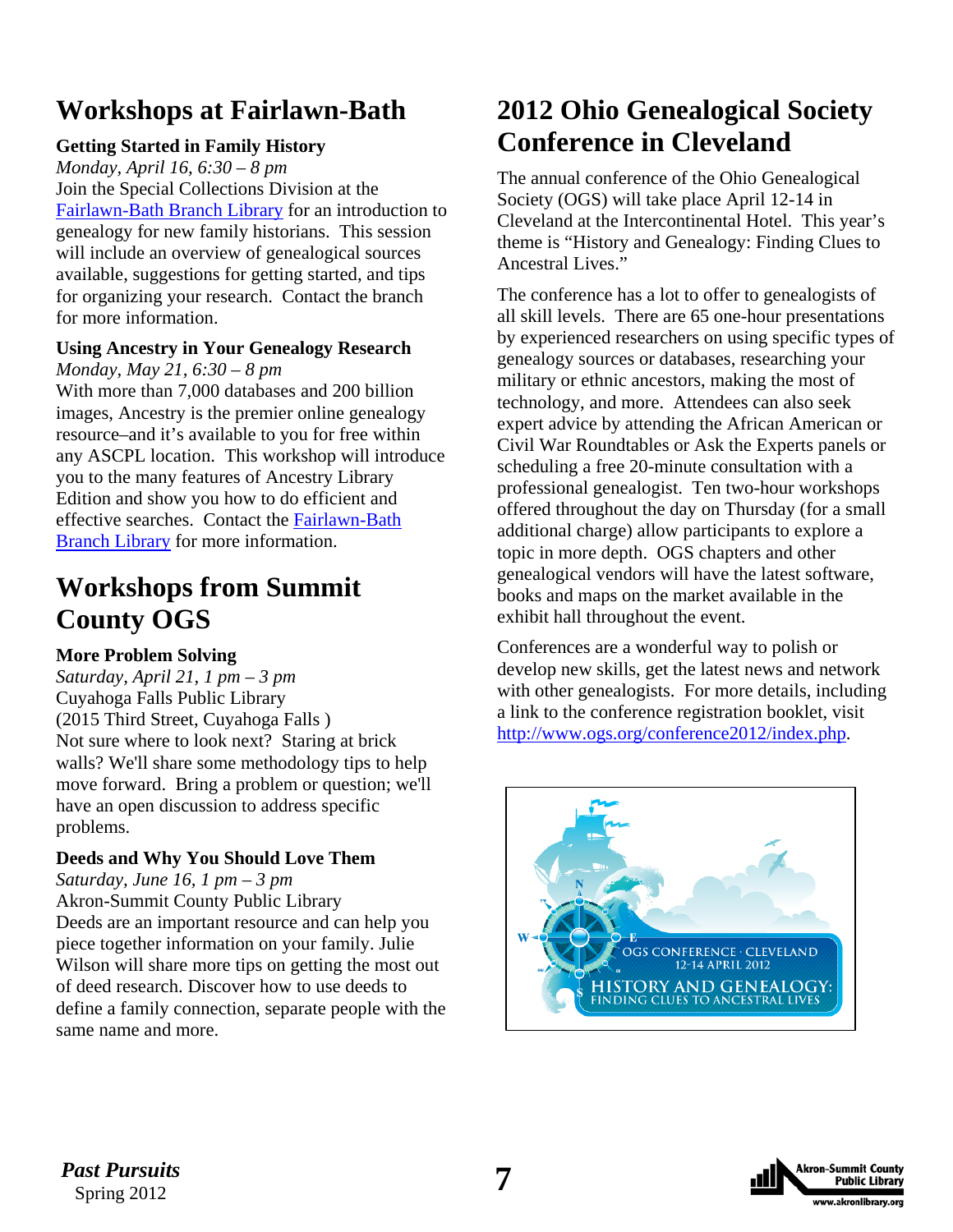# Workshops at Fairlawn-Bath

### Getting Started in Family History

*Monday, April 16, 6:30 – 8 pm*

Join the Special Collections Division at the Fairlawn-Bath Branch Library for an introduction to genealogy for new family historians. This session will include an overview of genealogical sources available, suggestions for getting started, and tips for organizing your research. Contact the branch for more information.

### Using Ancestry in Your Genealogy Research

*Monday, May 21, 6:30 – 8 pm*

With more than 7,000 databases and 200 billion images, Ancestry is the premier online genealogy resource–and it's available to you for free within any ASCPL location. This workshop will introduce you to the many features of Ancestry Library Edition and show you how to do efficient and effective searches. Contact the Fairlawn-Bath Branch Library for more information.

# Workshops from Summit County OGS

### More Problem Solving

*Saturday, April 21, 1 pm – 3 pm*

Cuyahoga Falls Public Library
(2015 Third Street, Cuyahoga Falls )

Not sure where to look next? Staring at brick walls? We'll share some methodology tips to help move forward. Bring a problem or question; we'll have an open discussion to address specific problems.

### Deeds and Why You Should Love Them

*Saturday, June 16, 1 pm – 3 pm*

Akron-Summit County Public Library

Deeds are an important resource and can help you piece together information on your family. Julie Wilson will share more tips on getting the most out of deed research. Discover how to use deeds to define a family connection, separate people with the same name and more.

# 2012 Ohio Genealogical Society Conference in Cleveland

The annual conference of the Ohio Genealogical Society (OGS) will take place April 12-14 in Cleveland at the Intercontinental Hotel. This year's theme is "History and Genealogy: Finding Clues to Ancestral Lives."

The conference has a lot to offer to genealogists of all skill levels. There are 65 one-hour presentations by experienced researchers on using specific types of genealogy sources or databases, researching your military or ethnic ancestors, making the most of technology, and more. Attendees can also seek expert advice by attending the African American or Civil War Roundtables or Ask the Experts panels or scheduling a free 20-minute consultation with a professional genealogist. Ten two-hour workshops offered throughout the day on Thursday (for a small additional charge) allow participants to explore a topic in more depth. OGS chapters and other genealogical vendors will have the latest software, books and maps on the market available in the exhibit hall throughout the event.

Conferences are a wonderful way to polish or develop new skills, get the latest news and network with other genealogists. For more details, including a link to the conference registration booklet, visit http://www.ogs.org/conference2012/index.php.

OGS CONFERENCE · CLEVELAND
12-14 APRIL 2012
HISTORY AND GENEALOGY:
FINDING CLUES TO ANCESTRAL LIVES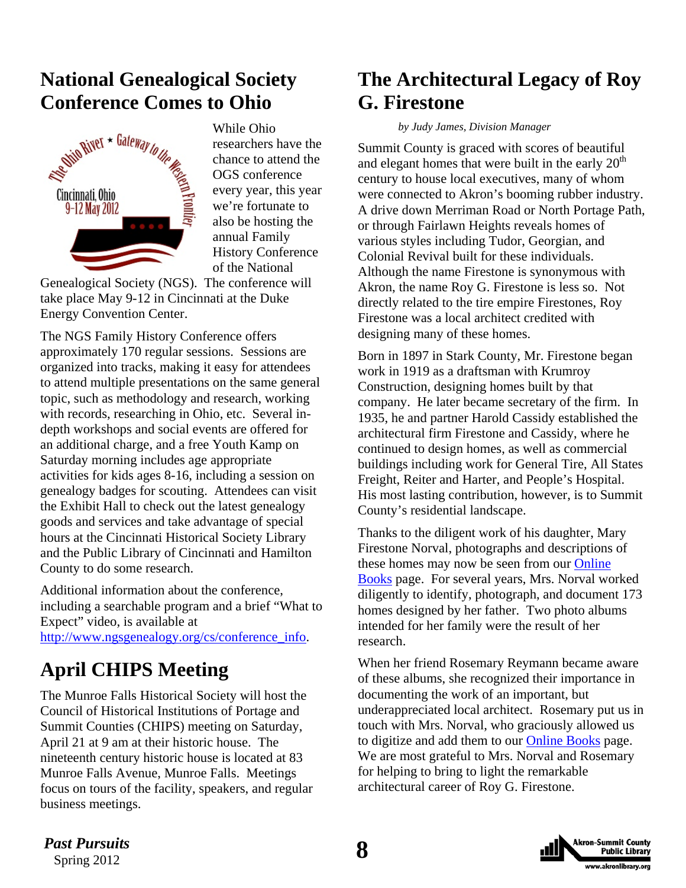## National Genealogical Society Conference Comes to Ohio

While Ohio researchers have the chance to attend the OGS conference every year, this year we're fortunate to also be hosting the annual Family History Conference of the National Genealogical Society (NGS). The conference will take place May 9-12 in Cincinnati at the Duke Energy Convention Center.

The NGS Family History Conference offers approximately 170 regular sessions. Sessions are organized into tracks, making it easy for attendees to attend multiple presentations on the same general topic, such as methodology and research, working with records, researching in Ohio, etc. Several in-depth workshops and social events are offered for an additional charge, and a free Youth Kamp on Saturday morning includes age appropriate activities for kids ages 8-16, including a session on genealogy badges for scouting. Attendees can visit the Exhibit Hall to check out the latest genealogy goods and services and take advantage of special hours at the Cincinnati Historical Society Library and the Public Library of Cincinnati and Hamilton County to do some research.

Additional information about the conference, including a searchable program and a brief "What to Expect" video, is available at http://www.ngsgenealogy.org/cs/conference_info.

## April CHIPS Meeting

The Munroe Falls Historical Society will host the Council of Historical Institutions of Portage and Summit Counties (CHIPS) meeting on Saturday, April 21 at 9 am at their historic house. The nineteenth century historic house is located at 83 Munroe Falls Avenue, Munroe Falls. Meetings focus on tours of the facility, speakers, and regular business meetings.

## The Architectural Legacy of Roy G. Firestone

*by Judy James, Division Manager*

Summit County is graced with scores of beautiful and elegant homes that were built in the early 20th century to house local executives, many of whom were connected to Akron's booming rubber industry. A drive down Merriman Road or North Portage Path, or through Fairlawn Heights reveals homes of various styles including Tudor, Georgian, and Colonial Revival built for these individuals. Although the name Firestone is synonymous with Akron, the name Roy G. Firestone is less so. Not directly related to the tire empire Firestones, Roy Firestone was a local architect credited with designing many of these homes.

Born in 1897 in Stark County, Mr. Firestone began work in 1919 as a draftsman with Krumroy Construction, designing homes built by that company. He later became secretary of the firm. In 1935, he and partner Harold Cassidy established the architectural firm Firestone and Cassidy, where he continued to design homes, as well as commercial buildings including work for General Tire, All States Freight, Reiter and Harter, and People's Hospital. His most lasting contribution, however, is to Summit County's residential landscape.

Thanks to the diligent work of his daughter, Mary Firestone Norval, photographs and descriptions of these homes may now be seen from our Online Books page. For several years, Mrs. Norval worked diligently to identify, photograph, and document 173 homes designed by her father. Two photo albums intended for her family were the result of her research.

When her friend Rosemary Reymann became aware of these albums, she recognized their importance in documenting the work of an important, but underappreciated local architect. Rosemary put us in touch with Mrs. Norval, who graciously allowed us to digitize and add them to our Online Books page. We are most grateful to Mrs. Norval and Rosemary for helping to bring to light the remarkable architectural career of Roy G. Firestone.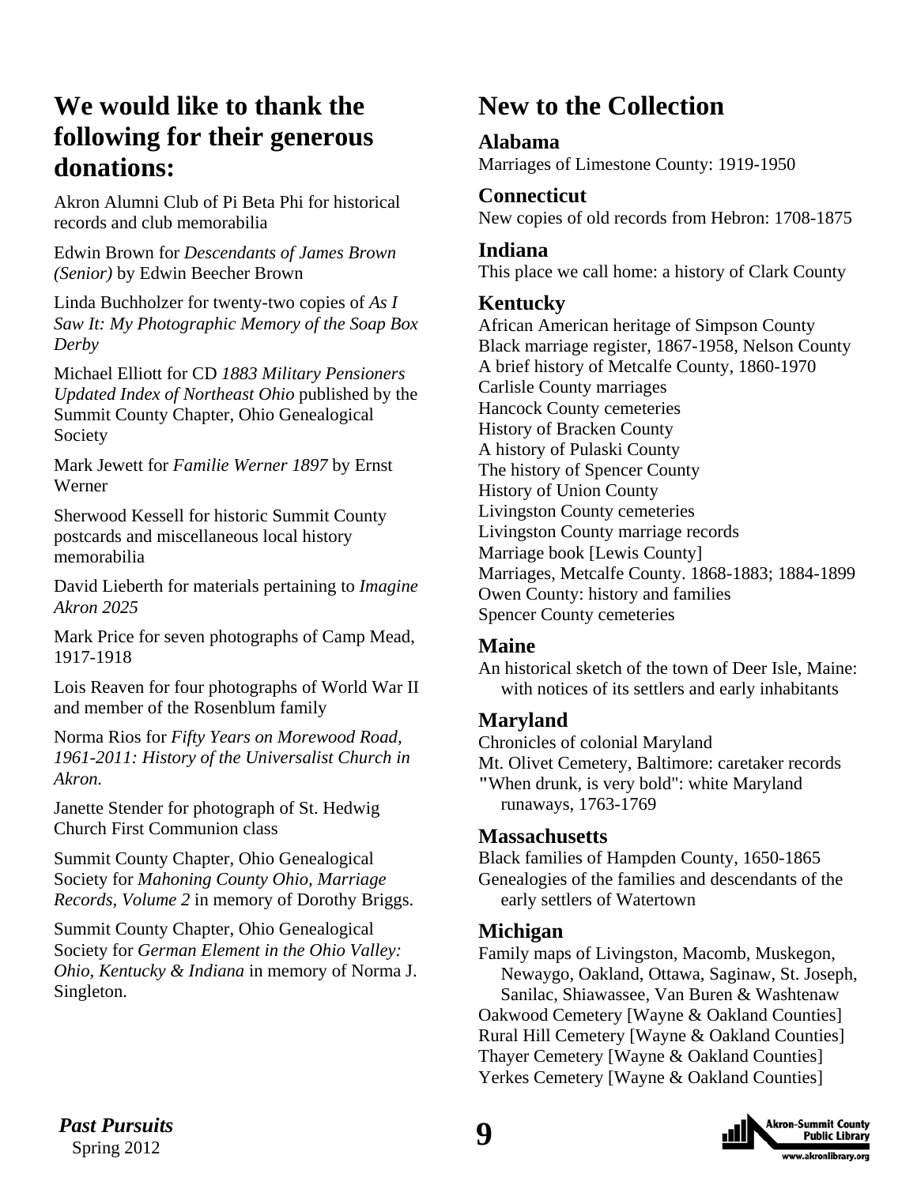## We would like to thank the following for their generous donations:

Akron Alumni Club of Pi Beta Phi for historical records and club memorabilia

Edwin Brown for *Descendants of James Brown (Senior)* by Edwin Beecher Brown

Linda Buchholzer for twenty-two copies of *As I Saw It: My Photographic Memory of the Soap Box Derby*

Michael Elliott for CD *1883 Military Pensioners Updated Index of Northeast Ohio* published by the Summit County Chapter, Ohio Genealogical Society

Mark Jewett for *Familie Werner 1897* by Ernst Werner

Sherwood Kessell for historic Summit County postcards and miscellaneous local history memorabilia

David Lieberth for materials pertaining to *Imagine Akron 2025*

Mark Price for seven photographs of Camp Mead, 1917-1918

Lois Reaven for four photographs of World War II and member of the Rosenblum family

Norma Rios for *Fifty Years on Morewood Road, 1961-2011: History of the Universalist Church in Akron.*

Janette Stender for photograph of St. Hedwig Church First Communion class

Summit County Chapter, Ohio Genealogical Society for *Mahoning County Ohio, Marriage Records, Volume 2* in memory of Dorothy Briggs.

Summit County Chapter, Ohio Genealogical Society for *German Element in the Ohio Valley: Ohio, Kentucky & Indiana* in memory of Norma J. Singleton.

## New to the Collection

### Alabama

Marriages of Limestone County: 1919-1950

### Connecticut

New copies of old records from Hebron: 1708-1875

### Indiana

This place we call home: a history of Clark County

### Kentucky

African American heritage of Simpson County
Black marriage register, 1867-1958, Nelson County
A brief history of Metcalfe County, 1860-1970
Carlisle County marriages
Hancock County cemeteries
History of Bracken County
A history of Pulaski County
The history of Spencer County
History of Union County
Livingston County cemeteries
Livingston County marriage records
Marriage book [Lewis County]
Marriages, Metcalfe County. 1868-1883; 1884-1899
Owen County: history and families
Spencer County cemeteries

### Maine

An historical sketch of the town of Deer Isle, Maine: with notices of its settlers and early inhabitants

### Maryland

Chronicles of colonial Maryland
Mt. Olivet Cemetery, Baltimore: caretaker records
"When drunk, is very bold": white Maryland runaways, 1763-1769

### Massachusetts

Black families of Hampden County, 1650-1865
Genealogies of the families and descendants of the early settlers of Watertown

### Michigan

Family maps of Livingston, Macomb, Muskegon, Newaygo, Oakland, Ottawa, Saginaw, St. Joseph, Sanilac, Shiawassee, Van Buren & Washtenaw
Oakwood Cemetery [Wayne & Oakland Counties]
Rural Hill Cemetery [Wayne & Oakland Counties]
Thayer Cemetery [Wayne & Oakland Counties]
Yerkes Cemetery [Wayne & Oakland Counties]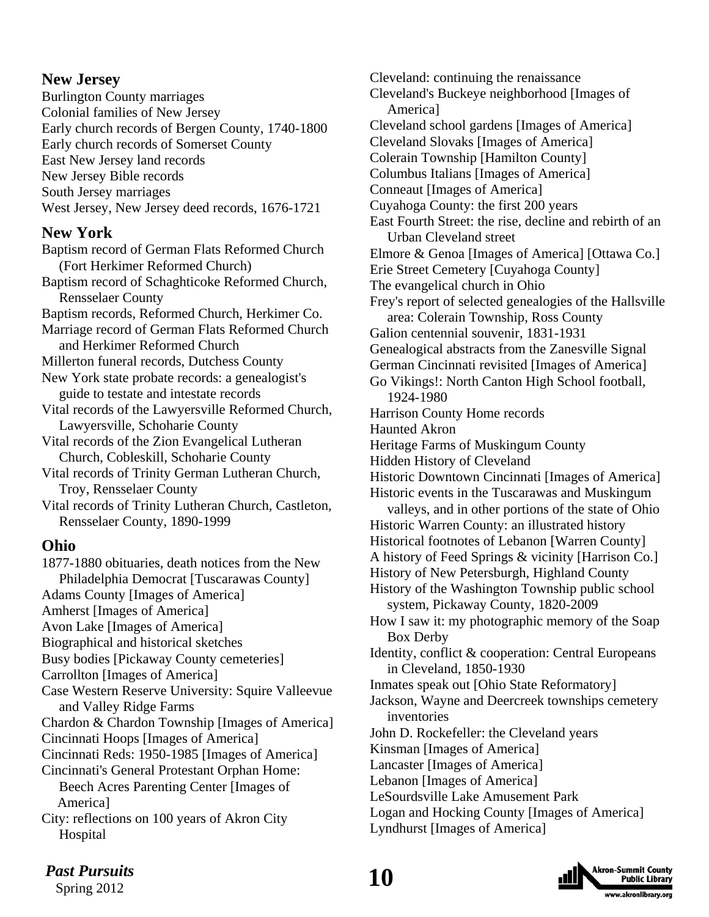## New Jersey

Burlington County marriages
Colonial families of New Jersey
Early church records of Bergen County, 1740-1800
Early church records of Somerset County
East New Jersey land records
New Jersey Bible records
South Jersey marriages
West Jersey, New Jersey deed records, 1676-1721

## New York

Baptism record of German Flats Reformed Church (Fort Herkimer Reformed Church)
Baptism record of Schaghticoke Reformed Church, Rensselaer County
Baptism records, Reformed Church, Herkimer Co.
Marriage record of German Flats Reformed Church and Herkimer Reformed Church
Millerton funeral records, Dutchess County
New York state probate records: a genealogist's guide to testate and intestate records
Vital records of the Lawyersville Reformed Church, Lawyersville, Schoharie County
Vital records of the Zion Evangelical Lutheran Church, Cobleskill, Schoharie County
Vital records of Trinity German Lutheran Church, Troy, Rensselaer County
Vital records of Trinity Lutheran Church, Castleton, Rensselaer County, 1890-1999

## Ohio

1877-1880 obituaries, death notices from the New Philadelphia Democrat [Tuscarawas County]
Adams County [Images of America]
Amherst [Images of America]
Avon Lake [Images of America]
Biographical and historical sketches
Busy bodies [Pickaway County cemeteries]
Carrollton [Images of America]
Case Western Reserve University: Squire Valleevue and Valley Ridge Farms
Chardon & Chardon Township [Images of America]
Cincinnati Hoops [Images of America]
Cincinnati Reds: 1950-1985 [Images of America]
Cincinnati's General Protestant Orphan Home: Beech Acres Parenting Center [Images of America]
City: reflections on 100 years of Akron City Hospital
Cleveland: continuing the renaissance
Cleveland's Buckeye neighborhood [Images of America]
Cleveland school gardens [Images of America]
Cleveland Slovaks [Images of America]
Colerain Township [Hamilton County]
Columbus Italians [Images of America]
Conneaut [Images of America]
Cuyahoga County: the first 200 years
East Fourth Street: the rise, decline and rebirth of an Urban Cleveland street
Elmore & Genoa [Images of America] [Ottawa Co.]
Erie Street Cemetery [Cuyahoga County]
The evangelical church in Ohio
Frey's report of selected genealogies of the Hallsville area: Colerain Township, Ross County
Galion centennial souvenir, 1831-1931
Genealogical abstracts from the Zanesville Signal
German Cincinnati revisited [Images of America]
Go Vikings!: North Canton High School football, 1924-1980
Harrison County Home records
Haunted Akron
Heritage Farms of Muskingum County
Hidden History of Cleveland
Historic Downtown Cincinnati [Images of America]
Historic events in the Tuscarawas and Muskingum valleys, and in other portions of the state of Ohio
Historic Warren County: an illustrated history
Historical footnotes of Lebanon [Warren County]
A history of Feed Springs & vicinity [Harrison Co.]
History of New Petersburgh, Highland County
History of the Washington Township public school system, Pickaway County, 1820-2009
How I saw it: my photographic memory of the Soap Box Derby
Identity, conflict & cooperation: Central Europeans in Cleveland, 1850-1930
Inmates speak out [Ohio State Reformatory]
Jackson, Wayne and Deercreek townships cemetery inventories
John D. Rockefeller: the Cleveland years
Kinsman [Images of America]
Lancaster [Images of America]
Lebanon [Images of America]
LeSourdsville Lake Amusement Park
Logan and Hocking County [Images of America]
Lyndhurst [Images of America]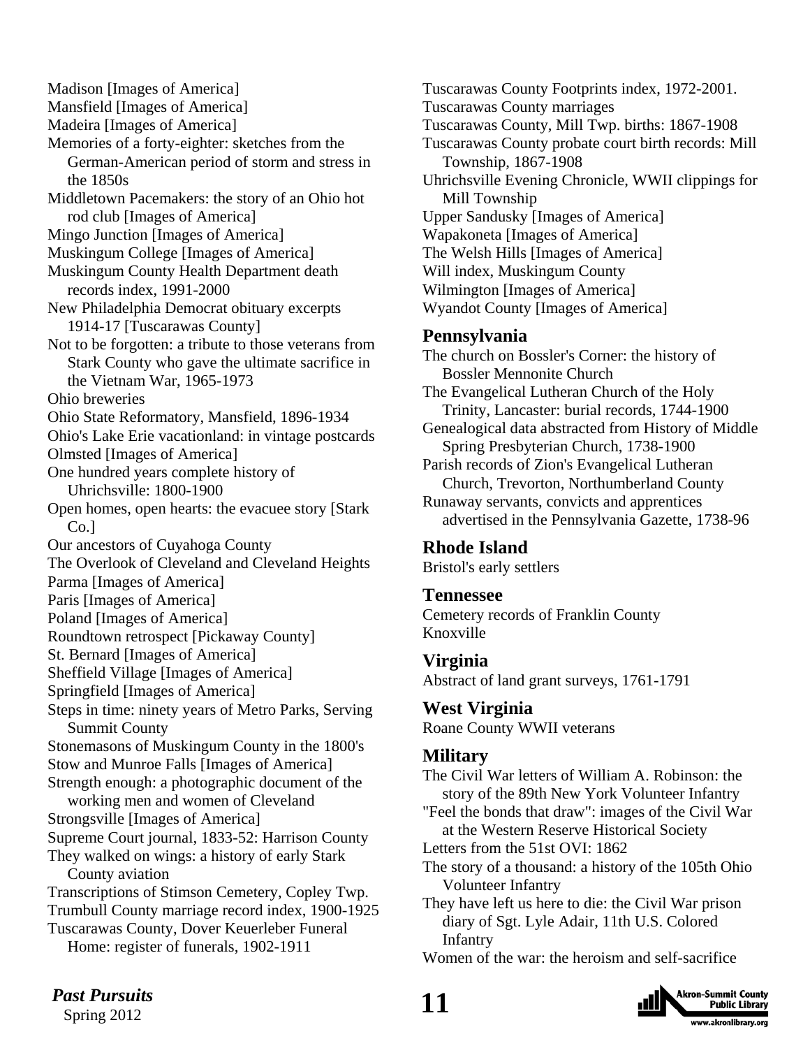Madison [Images of America]
Mansfield [Images of America]
Madeira [Images of America]
Memories of a forty-eighter: sketches from the German-American period of storm and stress in the 1850s
Middletown Pacemakers: the story of an Ohio hot rod club [Images of America]
Mingo Junction [Images of America]
Muskingum College [Images of America]
Muskingum County Health Department death records index, 1991-2000
New Philadelphia Democrat obituary excerpts 1914-17 [Tuscarawas County]
Not to be forgotten: a tribute to those veterans from Stark County who gave the ultimate sacrifice in the Vietnam War, 1965-1973
Ohio breweries
Ohio State Reformatory, Mansfield, 1896-1934
Ohio's Lake Erie vacationland: in vintage postcards
Olmsted [Images of America]
One hundred years complete history of Uhrichsville: 1800-1900
Open homes, open hearts: the evacuee story [Stark Co.]
Our ancestors of Cuyahoga County
The Overlook of Cleveland and Cleveland Heights
Parma [Images of America]
Paris [Images of America]
Poland [Images of America]
Roundtown retrospect [Pickaway County]
St. Bernard [Images of America]
Sheffield Village [Images of America]
Springfield [Images of America]
Steps in time: ninety years of Metro Parks, Serving Summit County
Stonemasons of Muskingum County in the 1800's
Stow and Munroe Falls [Images of America]
Strength enough: a photographic document of the working men and women of Cleveland
Strongsville [Images of America]
Supreme Court journal, 1833-52: Harrison County
They walked on wings: a history of early Stark County aviation
Transcriptions of Stimson Cemetery, Copley Twp.
Trumbull County marriage record index, 1900-1925
Tuscarawas County, Dover Keuerleber Funeral Home: register of funerals, 1902-1911
Tuscarawas County Footprints index, 1972-2001.
Tuscarawas County marriages
Tuscarawas County, Mill Twp. births: 1867-1908
Tuscarawas County probate court birth records: Mill Township, 1867-1908
Uhrichsville Evening Chronicle, WWII clippings for Mill Township
Upper Sandusky [Images of America]
Wapakoneta [Images of America]
The Welsh Hills [Images of America]
Will index, Muskingum County
Wilmington [Images of America]
Wyandot County [Images of America]

## Pennsylvania

The church on Bossler's Corner: the history of Bossler Mennonite Church
The Evangelical Lutheran Church of the Holy Trinity, Lancaster: burial records, 1744-1900
Genealogical data abstracted from History of Middle Spring Presbyterian Church, 1738-1900
Parish records of Zion's Evangelical Lutheran Church, Trevorton, Northumberland County
Runaway servants, convicts and apprentices advertised in the Pennsylvania Gazette, 1738-96

## Rhode Island

Bristol's early settlers

## Tennessee

Cemetery records of Franklin County
Knoxville

## Virginia

Abstract of land grant surveys, 1761-1791

## West Virginia

Roane County WWII veterans

## Military

The Civil War letters of William A. Robinson: the story of the 89th New York Volunteer Infantry
"Feel the bonds that draw": images of the Civil War at the Western Reserve Historical Society
Letters from the 51st OVI: 1862
The story of a thousand: a history of the 105th Ohio Volunteer Infantry
They have left us here to die: the Civil War prison diary of Sgt. Lyle Adair, 11th U.S. Colored Infantry
Women of the war: the heroism and self-sacrifice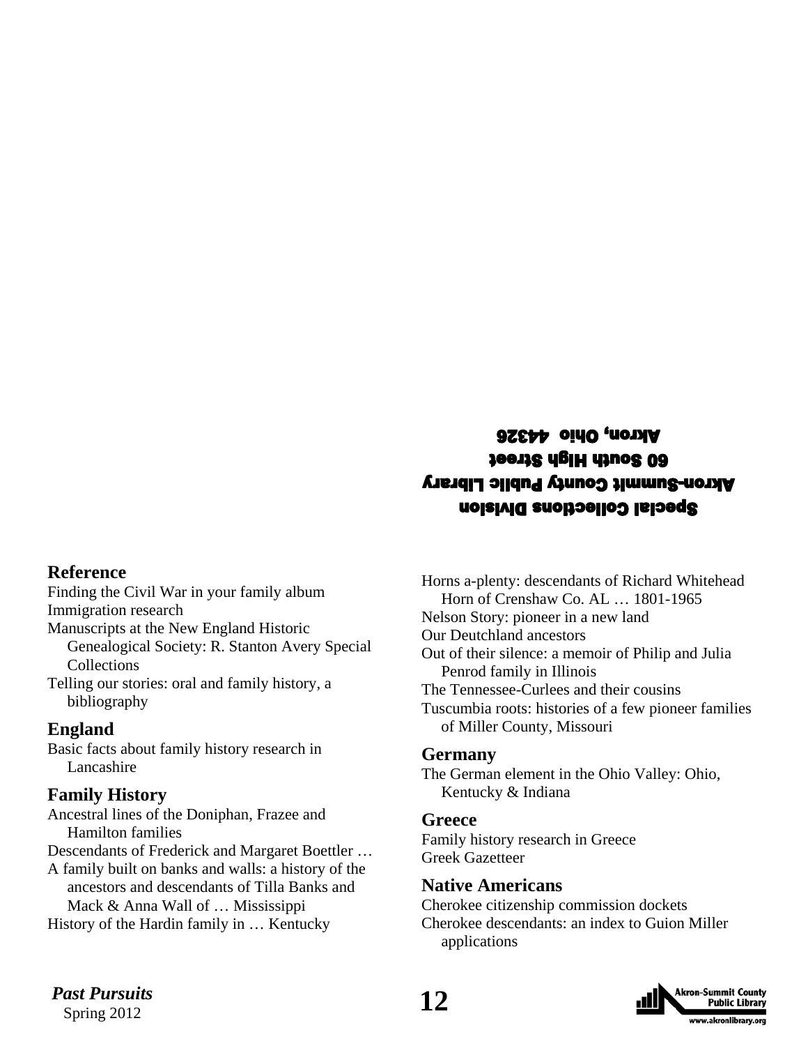Special Collections Division
Akron-Summit County Public Library
60 South High Street
Akron, Ohio 44326

## Reference

Finding the Civil War in your family album
Immigration research
Manuscripts at the New England Historic Genealogical Society: R. Stanton Avery Special Collections
Telling our stories: oral and family history, a bibliography

## England

Basic facts about family history research in Lancashire

## Family History

Ancestral lines of the Doniphan, Frazee and Hamilton families
Descendants of Frederick and Margaret Boettler …
A family built on banks and walls: a history of the ancestors and descendants of Tilla Banks and Mack & Anna Wall of … Mississippi
History of the Hardin family in … Kentucky
Horns a-plenty: descendants of Richard Whitehead Horn of Crenshaw Co. AL … 1801-1965
Nelson Story: pioneer in a new land
Our Deutchland ancestors
Out of their silence: a memoir of Philip and Julia Penrod family in Illinois
The Tennessee-Curlees and their cousins
Tuscumbia roots: histories of a few pioneer families of Miller County, Missouri

## Germany

The German element in the Ohio Valley: Ohio, Kentucky & Indiana

## Greece

Family history research in Greece
Greek Gazetteer

## Native Americans

Cherokee citizenship commission dockets
Cherokee descendants: an index to Guion Miller applications